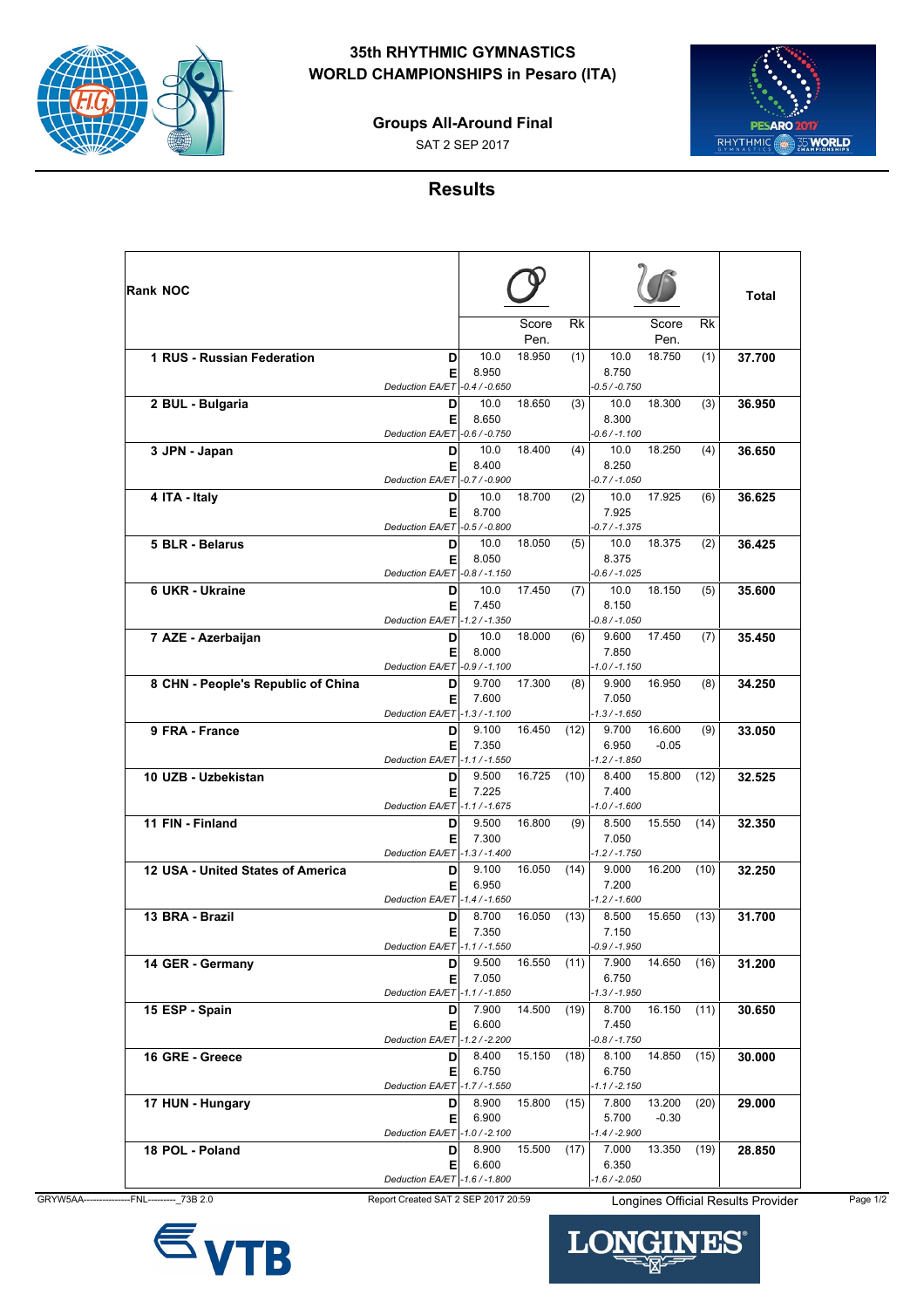# 35th RHYTHMIC GYMNASTICS WORLD CHAMPIONSHIPS in Pesaro (ITA)

## Groups All-Around Final

SAT 2 SEP 2017

## Results

| Rank | NOC | | Hoops (5) | | Score / Pen. | Rk | Clubs (6) / Balls (2) | Score / Pen. | Rk | Total |
|---|---|---|---|---|---|---|---|---|---|---|
| 1 | RUS - Russian Federation | D | 10.0 | | 18.950 | (1) | 10.0 | 18.750 | (1) | 37.700 |
| | | E | 8.950 | | | | 8.750 | | | |
| | | Deduction EA/ET | -0.4 / -0.650 | | | | -0.5 / -0.750 | | | |
| 2 | BUL - Bulgaria | D | 10.0 | | 18.650 | (3) | 10.0 | 18.300 | (3) | 36.950 |
| | | E | 8.650 | | | | 8.300 | | | |
| | | Deduction EA/ET | -0.6 / -0.750 | | | | -0.6 / -1.100 | | | |
| 3 | JPN - Japan | D | 10.0 | | 18.400 | (4) | 10.0 | 18.250 | (4) | 36.650 |
| | | E | 8.400 | | | | 8.250 | | | |
| | | Deduction EA/ET | -0.7 / -0.900 | | | | -0.7 / -1.050 | | | |
| 4 | ITA - Italy | D | 10.0 | | 18.700 | (2) | 10.0 | 17.925 | (6) | 36.625 |
| | | E | 8.700 | | | | 7.925 | | | |
| | | Deduction EA/ET | -0.5 / -0.800 | | | | -0.7 / -1.375 | | | |
| 5 | BLR - Belarus | D | 10.0 | | 18.050 | (5) | 10.0 | 18.375 | (2) | 36.425 |
| | | E | 8.050 | | | | 8.375 | | | |
| | | Deduction EA/ET | -0.8 / -1.150 | | | | -0.6 / -1.025 | | | |
| 6 | UKR - Ukraine | D | 10.0 | | 17.450 | (7) | 10.0 | 18.150 | (5) | 35.600 |
| | | E | 7.450 | | | | 8.150 | | | |
| | | Deduction EA/ET | -1.2 / -1.350 | | | | -0.8 / -1.050 | | | |
| 7 | AZE - Azerbaijan | D | 10.0 | | 18.000 | (6) | 9.600 | 17.450 | (7) | 35.450 |
| | | E | 8.000 | | | | 7.850 | | | |
| | | Deduction EA/ET | -0.9 / -1.100 | | | | -1.0 / -1.150 | | | |
| 8 | CHN - People's Republic of China | D | 9.700 | | 17.300 | (8) | 9.900 | 16.950 | (8) | 34.250 |
| | | E | 7.600 | | | | 7.050 | | | |
| | | Deduction EA/ET | -1.3 / -1.100 | | | | -1.3 / -1.650 | | | |
| 9 | FRA - France | D | 9.100 | | 16.450 | (12) | 9.700 | 16.600 | (9) | 33.050 |
| | | E | 7.350 | | | | 6.950 | -0.05 | | |
| | | Deduction EA/ET | -1.1 / -1.550 | | | | -1.2 / -1.850 | | | |
| 10 | UZB - Uzbekistan | D | 9.500 | | 16.725 | (10) | 8.400 | 15.800 | (12) | 32.525 |
| | | E | 7.225 | | | | 7.400 | | | |
| | | Deduction EA/ET | -1.1 / -1.675 | | | | -1.0 / -1.600 | | | |
| 11 | FIN - Finland | D | 9.500 | | 16.800 | (9) | 8.500 | 15.550 | (14) | 32.350 |
| | | E | 7.300 | | | | 7.050 | | | |
| | | Deduction EA/ET | -1.3 / -1.400 | | | | -1.2 / -1.750 | | | |
| 12 | USA - United States of America | D | 9.100 | | 16.050 | (14) | 9.000 | 16.200 | (10) | 32.250 |
| | | E | 6.950 | | | | 7.200 | | | |
| | | Deduction EA/ET | -1.4 / -1.650 | | | | -1.2 / -1.600 | | | |
| 13 | BRA - Brazil | D | 8.700 | | 16.050 | (13) | 8.500 | 15.650 | (13) | 31.700 |
| | | E | 7.350 | | | | 7.150 | | | |
| | | Deduction EA/ET | -1.1 / -1.550 | | | | -0.9 / -1.950 | | | |
| 14 | GER - Germany | D | 9.500 | | 16.550 | (11) | 7.900 | 14.650 | (16) | 31.200 |
| | | E | 7.050 | | | | 6.750 | | | |
| | | Deduction EA/ET | -1.1 / -1.850 | | | | -1.3 / -1.950 | | | |
| 15 | ESP - Spain | D | 7.900 | | 14.500 | (19) | 8.700 | 16.150 | (11) | 30.650 |
| | | E | 6.600 | | | | 7.450 | | | |
| | | Deduction EA/ET | -1.2 / -2.200 | | | | -0.8 / -1.750 | | | |
| 16 | GRE - Greece | D | 8.400 | | 15.150 | (18) | 8.100 | 14.850 | (15) | 30.000 |
| | | E | 6.750 | | | | 6.750 | | | |
| | | Deduction EA/ET | -1.7 / -1.550 | | | | -1.1 / -2.150 | | | |
| 17 | HUN - Hungary | D | 8.900 | | 15.800 | (15) | 7.800 | 13.200 | (20) | 29.000 |
| | | E | 6.900 | | | | 5.700 | -0.30 | | |
| | | Deduction EA/ET | -1.0 / -2.100 | | | | -1.4 / -2.900 | | | |
| 18 | POL - Poland | D | 8.900 | | 15.500 | (17) | 7.000 | 13.350 | (19) | 28.850 |
| | | E | 6.600 | | | | 6.350 | | | |
| | | Deduction EA/ET | -1.6 / -1.800 | | | | -1.6 / -2.050 | | | |

GRYW5AA---------------FNL---------_73B 2.0 Report Created SAT 2 SEP 2017 20:59 Longines Official Results Provider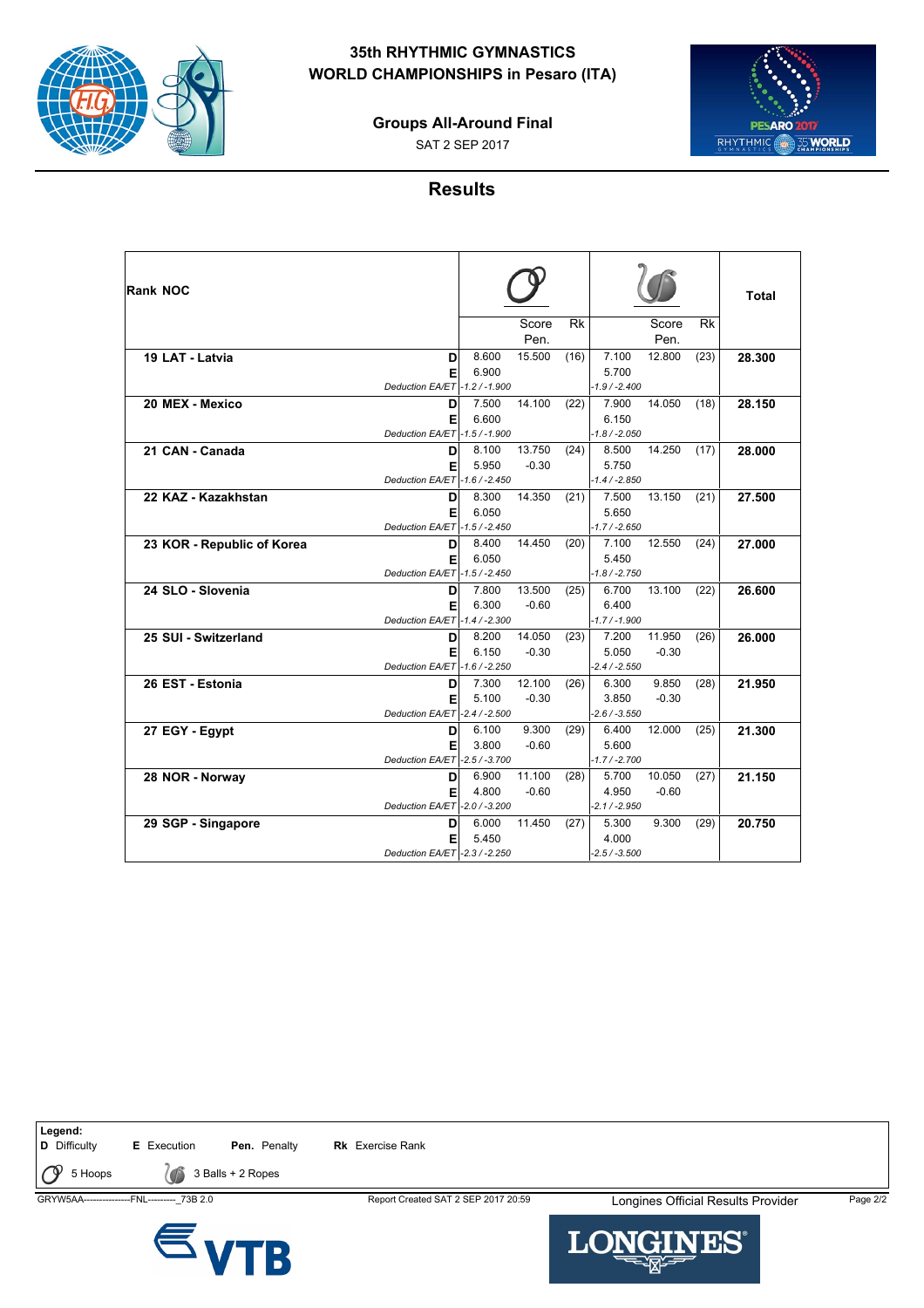## 35th RHYTHMIC GYMNASTICS WORLD CHAMPIONSHIPS in Pesaro (ITA)

### Groups All-Around Final

SAT 2 SEP 2017

## Results

| Rank NOC | | 5 Hoops | Score / Pen. | Rk | 3 Balls + 2 Ropes | Score / Pen. | Rk | Total |
|---|---|---|---|---|---|---|---|---|
| 19 LAT - Latvia | D | 8.600 | 15.500 | (16) | 7.100 | 12.800 | (23) | **28.300** |
| | E | 6.900 | | | 5.700 | | | |
| | *Deduction EA/ET* | *-1.2 / -1.900* | | | *-1.9 / -2.400* | | | |
| 20 MEX - Mexico | D | 7.500 | 14.100 | (22) | 7.900 | 14.050 | (18) | **28.150** |
| | E | 6.600 | | | 6.150 | | | |
| | *Deduction EA/ET* | *-1.5 / -1.900* | | | *-1.8 / -2.050* | | | |
| 21 CAN - Canada | D | 8.100 | 13.750 | (24) | 8.500 | 14.250 | (17) | **28.000** |
| | E | 5.950 | -0.30 | | 5.750 | | | |
| | *Deduction EA/ET* | *-1.6 / -2.450* | | | *-1.4 / -2.850* | | | |
| 22 KAZ - Kazakhstan | D | 8.300 | 14.350 | (21) | 7.500 | 13.150 | (21) | **27.500** |
| | E | 6.050 | | | 5.650 | | | |
| | *Deduction EA/ET* | *-1.5 / -2.450* | | | *-1.7 / -2.650* | | | |
| 23 KOR - Republic of Korea | D | 8.400 | 14.450 | (20) | 7.100 | 12.550 | (24) | **27.000** |
| | E | 6.050 | | | 5.450 | | | |
| | *Deduction EA/ET* | *-1.5 / -2.450* | | | *-1.8 / -2.750* | | | |
| 24 SLO - Slovenia | D | 7.800 | 13.500 | (25) | 6.700 | 13.100 | (22) | **26.600** |
| | E | 6.300 | -0.60 | | 6.400 | | | |
| | *Deduction EA/ET* | *-1.4 / -2.300* | | | *-1.7 / -1.900* | | | |
| 25 SUI - Switzerland | D | 8.200 | 14.050 | (23) | 7.200 | 11.950 | (26) | **26.000** |
| | E | 6.150 | -0.30 | | 5.050 | -0.30 | | |
| | *Deduction EA/ET* | *-1.6 / -2.250* | | | *-2.4 / -2.550* | | | |
| 26 EST - Estonia | D | 7.300 | 12.100 | (26) | 6.300 | 9.850 | (28) | **21.950** |
| | E | 5.100 | -0.30 | | 3.850 | -0.30 | | |
| | *Deduction EA/ET* | *-2.4 / -2.500* | | | *-2.6 / -3.550* | | | |
| 27 EGY - Egypt | D | 6.100 | 9.300 | (29) | 6.400 | 12.000 | (25) | **21.300** |
| | E | 3.800 | -0.60 | | 5.600 | | | |
| | *Deduction EA/ET* | *-2.5 / -3.700* | | | *-1.7 / -2.700* | | | |
| 28 NOR - Norway | D | 6.900 | 11.100 | (28) | 5.700 | 10.050 | (27) | **21.150** |
| | E | 4.800 | -0.60 | | 4.950 | -0.60 | | |
| | *Deduction EA/ET* | *-2.0 / -3.200* | | | *-2.1 / -2.950* | | | |
| 29 SGP - Singapore | D | 6.000 | 11.450 | (27) | 5.300 | 9.300 | (29) | **20.750** |
| | E | 5.450 | | | 4.000 | | | |
| | *Deduction EA/ET* | *-2.3 / -2.250* | | | *-2.5 / -3.500* | | | |

**Legend:**
**D** Difficulty **E** Execution **Pen.** Penalty **Rk** Exercise Rank
5 Hoops 3 Balls + 2 Ropes

GRYW5AA----------------FNL---------_73B 2.0 Report Created SAT 2 SEP 2017 20:59 Longines Official Results Provider